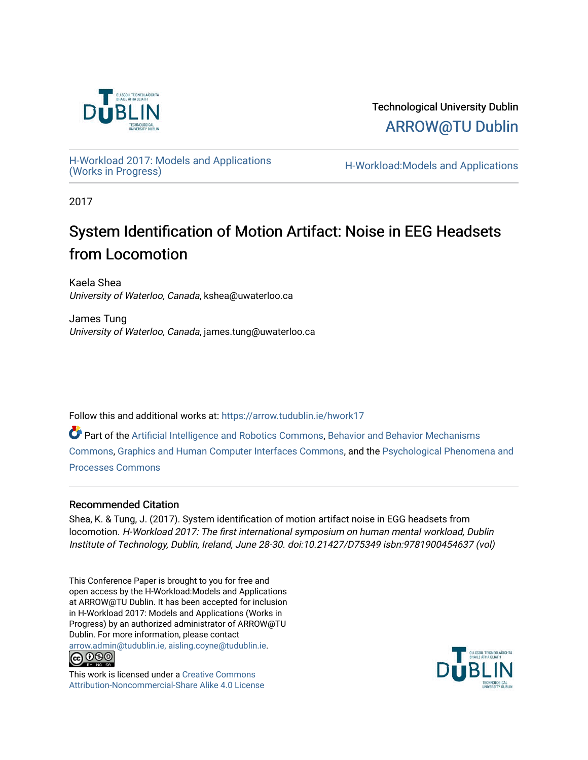Technological University Dublin

ARROW@TU Dublin

H-Workload 2017: Models and Applications (Works in Progress)

H-Workload:Models and Applications

2017

# System Identification of Motion Artifact: Noise in EEG Headsets from Locomotion

Kaela Shea
*University of Waterloo, Canada*, kshea@uwaterloo.ca

James Tung
*University of Waterloo, Canada*, james.tung@uwaterloo.ca

Follow this and additional works at: https://arrow.tudublin.ie/hwork17

Part of the Artificial Intelligence and Robotics Commons, Behavior and Behavior Mechanisms Commons, Graphics and Human Computer Interfaces Commons, and the Psychological Phenomena and Processes Commons

## Recommended Citation

Shea, K. & Tung, J. (2017). System identification of motion artifact noise in EGG headsets from locomotion. *H-Workload 2017: The first international symposium on human mental workload, Dublin Institute of Technology, Dublin, Ireland, June 28-30. doi:10.21427/D75349 isbn:9781900454637 (vol)*

This Conference Paper is brought to you for free and open access by the H-Workload:Models and Applications at ARROW@TU Dublin. It has been accepted for inclusion in H-Workload 2017: Models and Applications (Works in Progress) by an authorized administrator of ARROW@TU Dublin. For more information, please contact arrow.admin@tudublin.ie, aisling.coyne@tudublin.ie.

This work is licensed under a Creative Commons Attribution-Noncommercial-Share Alike 4.0 License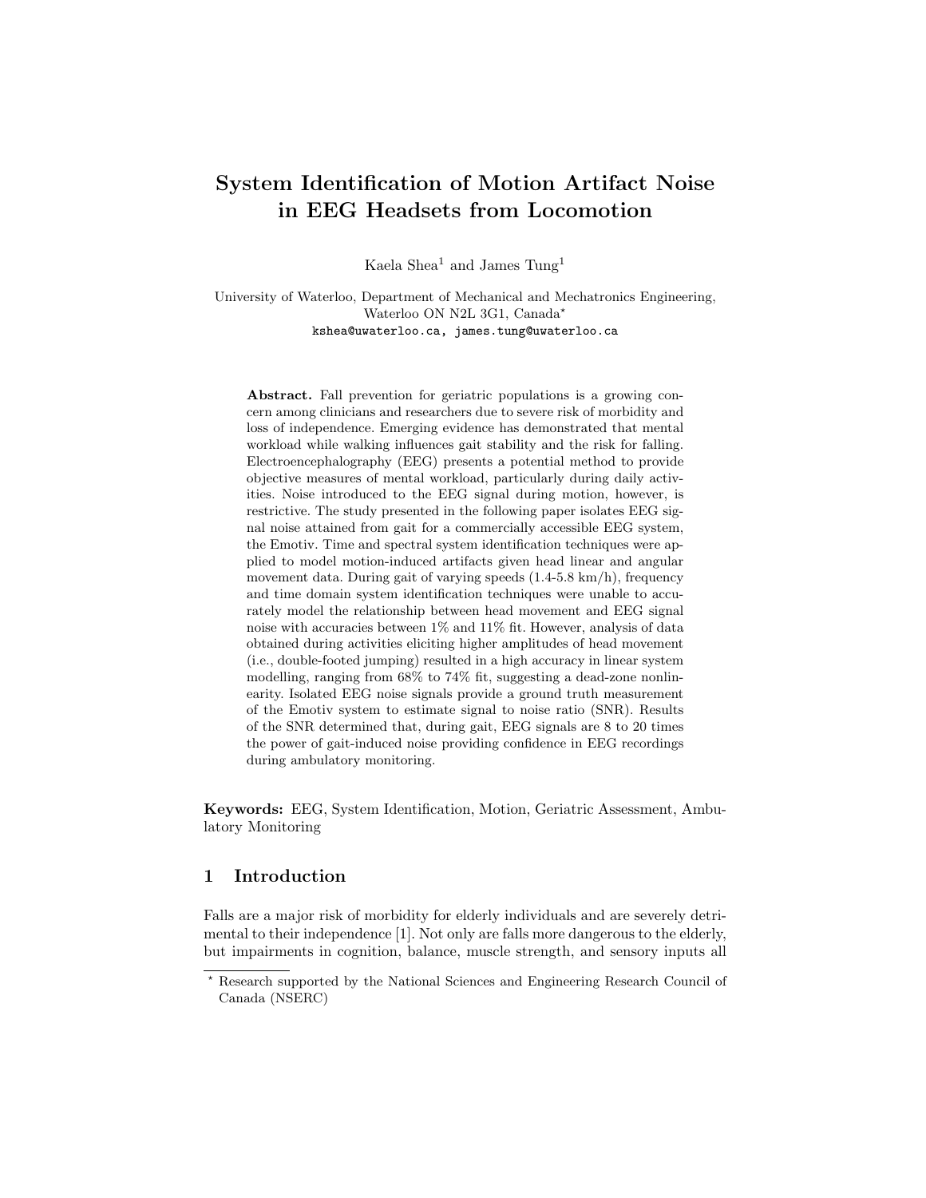# System Identification of Motion Artifact Noise in EEG Headsets from Locomotion

Kaela Shea[1] and James Tung[1]

University of Waterloo, Department of Mechanical and Mechatronics Engineering, Waterloo ON N2L 3G1, Canada*
kshea@uwaterloo.ca, james.tung@uwaterloo.ca

**Abstract.** Fall prevention for geriatric populations is a growing concern among clinicians and researchers due to severe risk of morbidity and loss of independence. Emerging evidence has demonstrated that mental workload while walking influences gait stability and the risk for falling. Electroencephalography (EEG) presents a potential method to provide objective measures of mental workload, particularly during daily activities. Noise introduced to the EEG signal during motion, however, is restrictive. The study presented in the following paper isolates EEG signal noise attained from gait for a commercially accessible EEG system, the Emotiv. Time and spectral system identification techniques were applied to model motion-induced artifacts given head linear and angular movement data. During gait of varying speeds (1.4-5.8 km/h), frequency and time domain system identification techniques were unable to accurately model the relationship between head movement and EEG signal noise with accuracies between 1% and 11% fit. However, analysis of data obtained during activities eliciting higher amplitudes of head movement (i.e., double-footed jumping) resulted in a high accuracy in linear system modelling, ranging from 68% to 74% fit, suggesting a dead-zone nonlinearity. Isolated EEG noise signals provide a ground truth measurement of the Emotiv system to estimate signal to noise ratio (SNR). Results of the SNR determined that, during gait, EEG signals are 8 to 20 times the power of gait-induced noise providing confidence in EEG recordings during ambulatory monitoring.

**Keywords:** EEG, System Identification, Motion, Geriatric Assessment, Ambulatory Monitoring

## 1 Introduction

Falls are a major risk of morbidity for elderly individuals and are severely detrimental to their independence [1]. Not only are falls more dangerous to the elderly, but impairments in cognition, balance, muscle strength, and sensory inputs all

* Research supported by the National Sciences and Engineering Research Council of Canada (NSERC)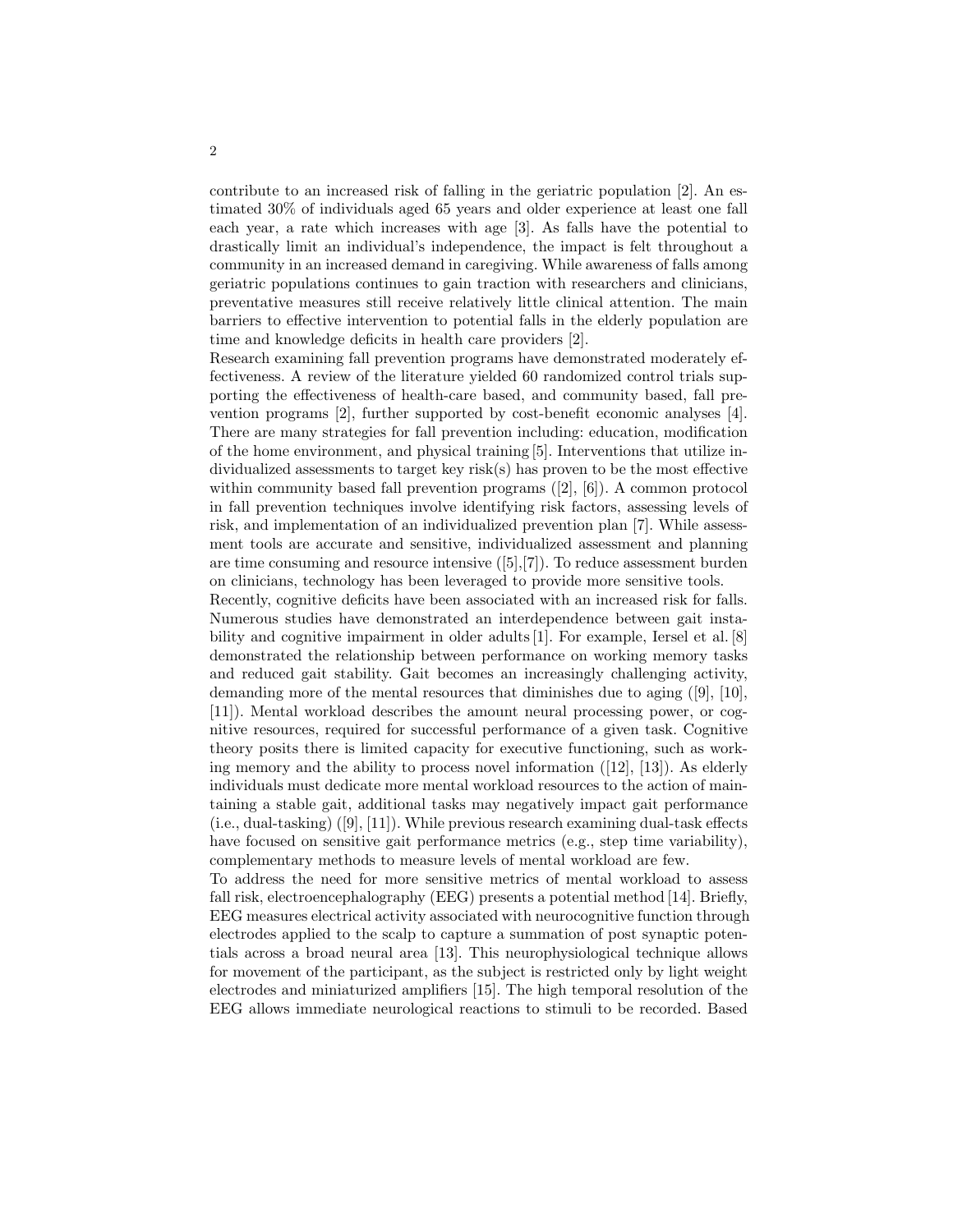contribute to an increased risk of falling in the geriatric population [2]. An estimated 30% of individuals aged 65 years and older experience at least one fall each year, a rate which increases with age [3]. As falls have the potential to drastically limit an individual's independence, the impact is felt throughout a community in an increased demand in caregiving. While awareness of falls among geriatric populations continues to gain traction with researchers and clinicians, preventative measures still receive relatively little clinical attention. The main barriers to effective intervention to potential falls in the elderly population are time and knowledge deficits in health care providers [2].

Research examining fall prevention programs have demonstrated moderately effectiveness. A review of the literature yielded 60 randomized control trials supporting the effectiveness of health-care based, and community based, fall prevention programs [2], further supported by cost-benefit economic analyses [4]. There are many strategies for fall prevention including: education, modification of the home environment, and physical training [5]. Interventions that utilize individualized assessments to target key risk(s) has proven to be the most effective within community based fall prevention programs ([2], [6]). A common protocol in fall prevention techniques involve identifying risk factors, assessing levels of risk, and implementation of an individualized prevention plan [7]. While assessment tools are accurate and sensitive, individualized assessment and planning are time consuming and resource intensive ([5],[7]). To reduce assessment burden on clinicians, technology has been leveraged to provide more sensitive tools.

Recently, cognitive deficits have been associated with an increased risk for falls. Numerous studies have demonstrated an interdependence between gait instability and cognitive impairment in older adults [1]. For example, Iersel et al. [8] demonstrated the relationship between performance on working memory tasks and reduced gait stability. Gait becomes an increasingly challenging activity, demanding more of the mental resources that diminishes due to aging ([9], [10], [11]). Mental workload describes the amount neural processing power, or cognitive resources, required for successful performance of a given task. Cognitive theory posits there is limited capacity for executive functioning, such as working memory and the ability to process novel information ([12], [13]). As elderly individuals must dedicate more mental workload resources to the action of maintaining a stable gait, additional tasks may negatively impact gait performance (i.e., dual-tasking) ([9], [11]). While previous research examining dual-task effects have focused on sensitive gait performance metrics (e.g., step time variability), complementary methods to measure levels of mental workload are few.

To address the need for more sensitive metrics of mental workload to assess fall risk, electroencephalography (EEG) presents a potential method [14]. Briefly, EEG measures electrical activity associated with neurocognitive function through electrodes applied to the scalp to capture a summation of post synaptic potentials across a broad neural area [13]. This neurophysiological technique allows for movement of the participant, as the subject is restricted only by light weight electrodes and miniaturized amplifiers [15]. The high temporal resolution of the EEG allows immediate neurological reactions to stimuli to be recorded. Based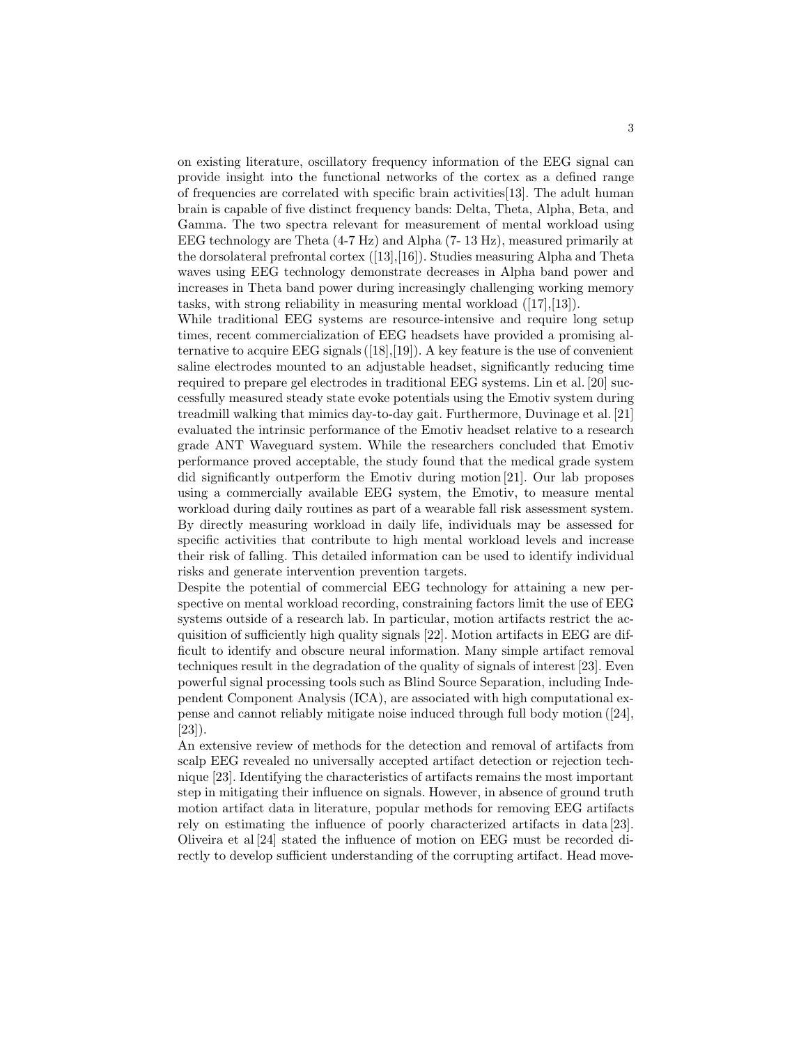on existing literature, oscillatory frequency information of the EEG signal can provide insight into the functional networks of the cortex as a defined range of frequencies are correlated with specific brain activities[13]. The adult human brain is capable of five distinct frequency bands: Delta, Theta, Alpha, Beta, and Gamma. The two spectra relevant for measurement of mental workload using EEG technology are Theta (4-7 Hz) and Alpha (7- 13 Hz), measured primarily at the dorsolateral prefrontal cortex ([13],[16]). Studies measuring Alpha and Theta waves using EEG technology demonstrate decreases in Alpha band power and increases in Theta band power during increasingly challenging working memory tasks, with strong reliability in measuring mental workload ([17],[13]).

While traditional EEG systems are resource-intensive and require long setup times, recent commercialization of EEG headsets have provided a promising alternative to acquire EEG signals ([18],[19]). A key feature is the use of convenient saline electrodes mounted to an adjustable headset, significantly reducing time required to prepare gel electrodes in traditional EEG systems. Lin et al. [20] successfully measured steady state evoke potentials using the Emotiv system during treadmill walking that mimics day-to-day gait. Furthermore, Duvinage et al. [21] evaluated the intrinsic performance of the Emotiv headset relative to a research grade ANT Waveguard system. While the researchers concluded that Emotiv performance proved acceptable, the study found that the medical grade system did significantly outperform the Emotiv during motion [21]. Our lab proposes using a commercially available EEG system, the Emotiv, to measure mental workload during daily routines as part of a wearable fall risk assessment system. By directly measuring workload in daily life, individuals may be assessed for specific activities that contribute to high mental workload levels and increase their risk of falling. This detailed information can be used to identify individual risks and generate intervention prevention targets.

Despite the potential of commercial EEG technology for attaining a new perspective on mental workload recording, constraining factors limit the use of EEG systems outside of a research lab. In particular, motion artifacts restrict the acquisition of sufficiently high quality signals [22]. Motion artifacts in EEG are difficult to identify and obscure neural information. Many simple artifact removal techniques result in the degradation of the quality of signals of interest [23]. Even powerful signal processing tools such as Blind Source Separation, including Independent Component Analysis (ICA), are associated with high computational expense and cannot reliably mitigate noise induced through full body motion ([24], [23]).

An extensive review of methods for the detection and removal of artifacts from scalp EEG revealed no universally accepted artifact detection or rejection technique [23]. Identifying the characteristics of artifacts remains the most important step in mitigating their influence on signals. However, in absence of ground truth motion artifact data in literature, popular methods for removing EEG artifacts rely on estimating the influence of poorly characterized artifacts in data [23]. Oliveira et al [24] stated the influence of motion on EEG must be recorded directly to develop sufficient understanding of the corrupting artifact. Head move-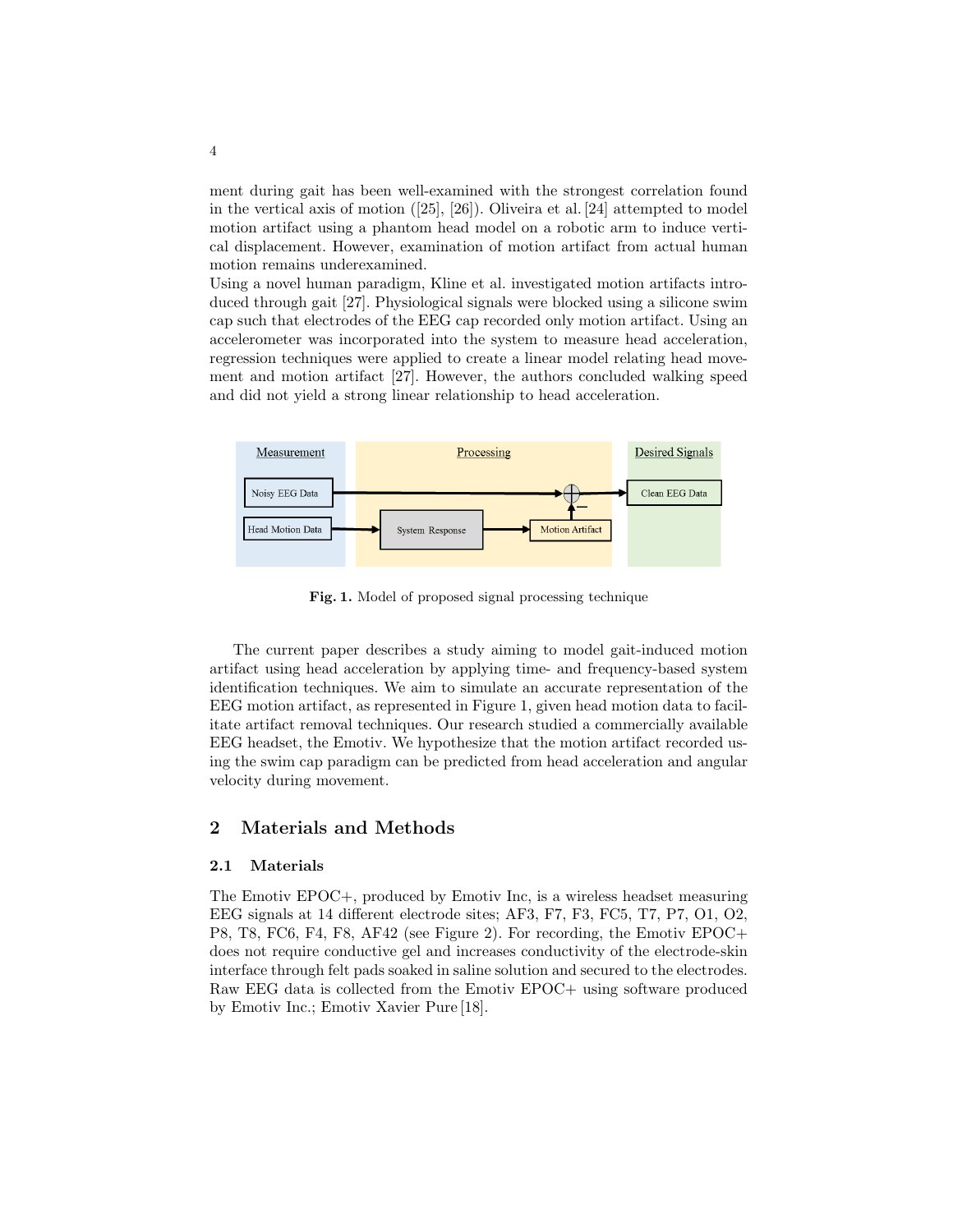ment during gait has been well-examined with the strongest correlation found in the vertical axis of motion ([25], [26]). Oliveira et al. [24] attempted to model motion artifact using a phantom head model on a robotic arm to induce vertical displacement. However, examination of motion artifact from actual human motion remains underexamined.

Using a novel human paradigm, Kline et al. investigated motion artifacts introduced through gait [27]. Physiological signals were blocked using a silicone swim cap such that electrodes of the EEG cap recorded only motion artifact. Using an accelerometer was incorporated into the system to measure head acceleration, regression techniques were applied to create a linear model relating head movement and motion artifact [27]. However, the authors concluded walking speed and did not yield a strong linear relationship to head acceleration.

Fig. 1. Model of proposed signal processing technique

The current paper describes a study aiming to model gait-induced motion artifact using head acceleration by applying time- and frequency-based system identification techniques. We aim to simulate an accurate representation of the EEG motion artifact, as represented in Figure 1, given head motion data to facilitate artifact removal techniques. Our research studied a commercially available EEG headset, the Emotiv. We hypothesize that the motion artifact recorded using the swim cap paradigm can be predicted from head acceleration and angular velocity during movement.

## 2 Materials and Methods

### 2.1 Materials

The Emotiv EPOC+, produced by Emotiv Inc, is a wireless headset measuring EEG signals at 14 different electrode sites; AF3, F7, F3, FC5, T7, P7, O1, O2, P8, T8, FC6, F4, F8, AF42 (see Figure 2). For recording, the Emotiv EPOC+ does not require conductive gel and increases conductivity of the electrode-skin interface through felt pads soaked in saline solution and secured to the electrodes. Raw EEG data is collected from the Emotiv EPOC+ using software produced by Emotiv Inc.; Emotiv Xavier Pure [18].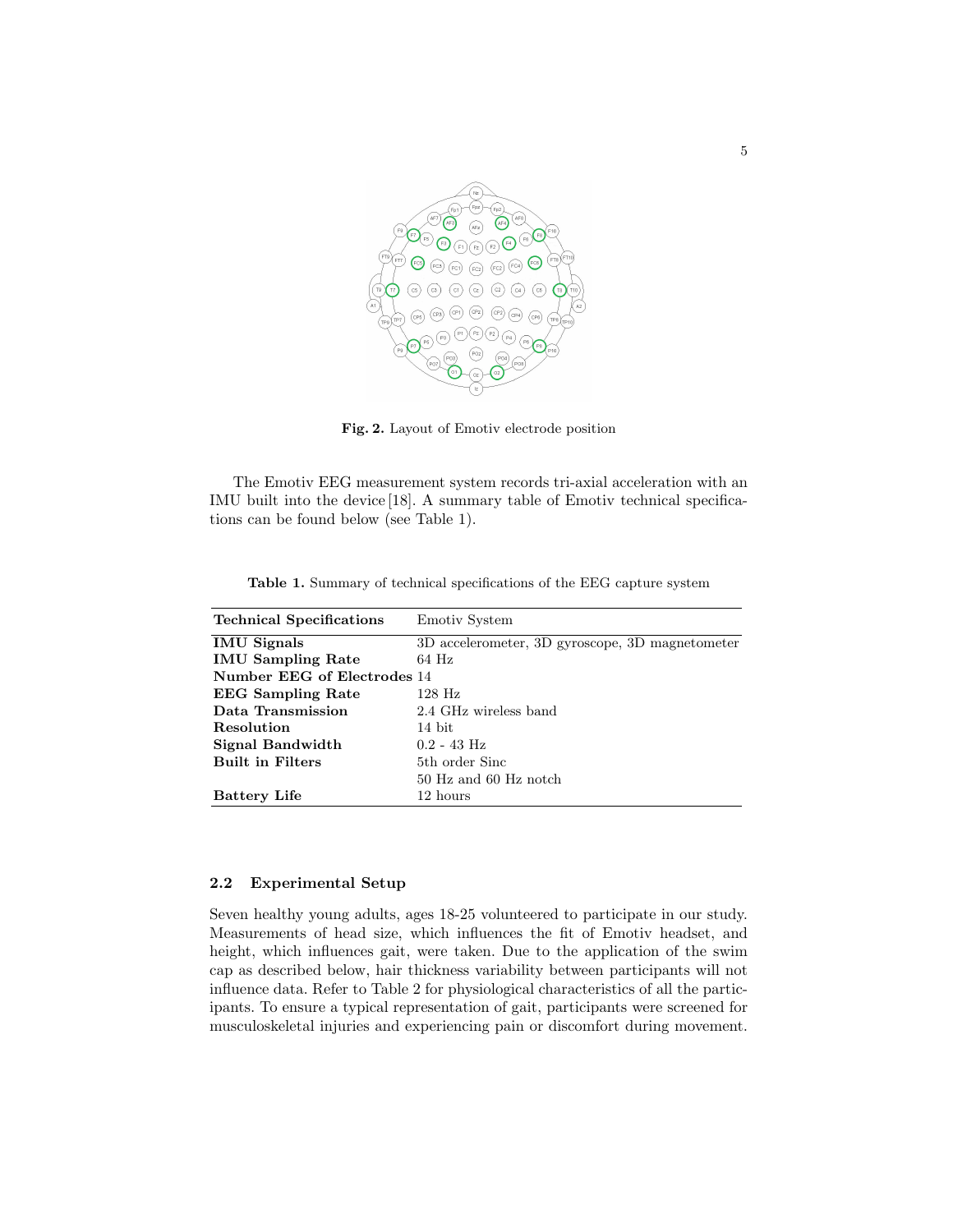Fig. 2. Layout of Emotiv electrode position

The Emotiv EEG measurement system records tri-axial acceleration with an IMU built into the device [18]. A summary table of Emotiv technical specifications can be found below (see Table 1).

Table 1. Summary of technical specifications of the EEG capture system

| Technical Specifications | Emotiv System |
|---|---|
| **IMU Signals** | 3D accelerometer, 3D gyroscope, 3D magnetometer |
| **IMU Sampling Rate** | 64 Hz |
| **Number EEG of Electrodes** | 14 |
| **EEG Sampling Rate** | 128 Hz |
| **Data Transmission** | 2.4 GHz wireless band |
| **Resolution** | 14 bit |
| **Signal Bandwidth** | 0.2 - 43 Hz |
| **Built in Filters** | 5th order Sinc |
| | 50 Hz and 60 Hz notch |
| **Battery Life** | 12 hours |

### 2.2 Experimental Setup

Seven healthy young adults, ages 18-25 volunteered to participate in our study. Measurements of head size, which influences the fit of Emotiv headset, and height, which influences gait, were taken. Due to the application of the swim cap as described below, hair thickness variability between participants will not influence data. Refer to Table 2 for physiological characteristics of all the participants. To ensure a typical representation of gait, participants were screened for musculoskeletal injuries and experiencing pain or discomfort during movement.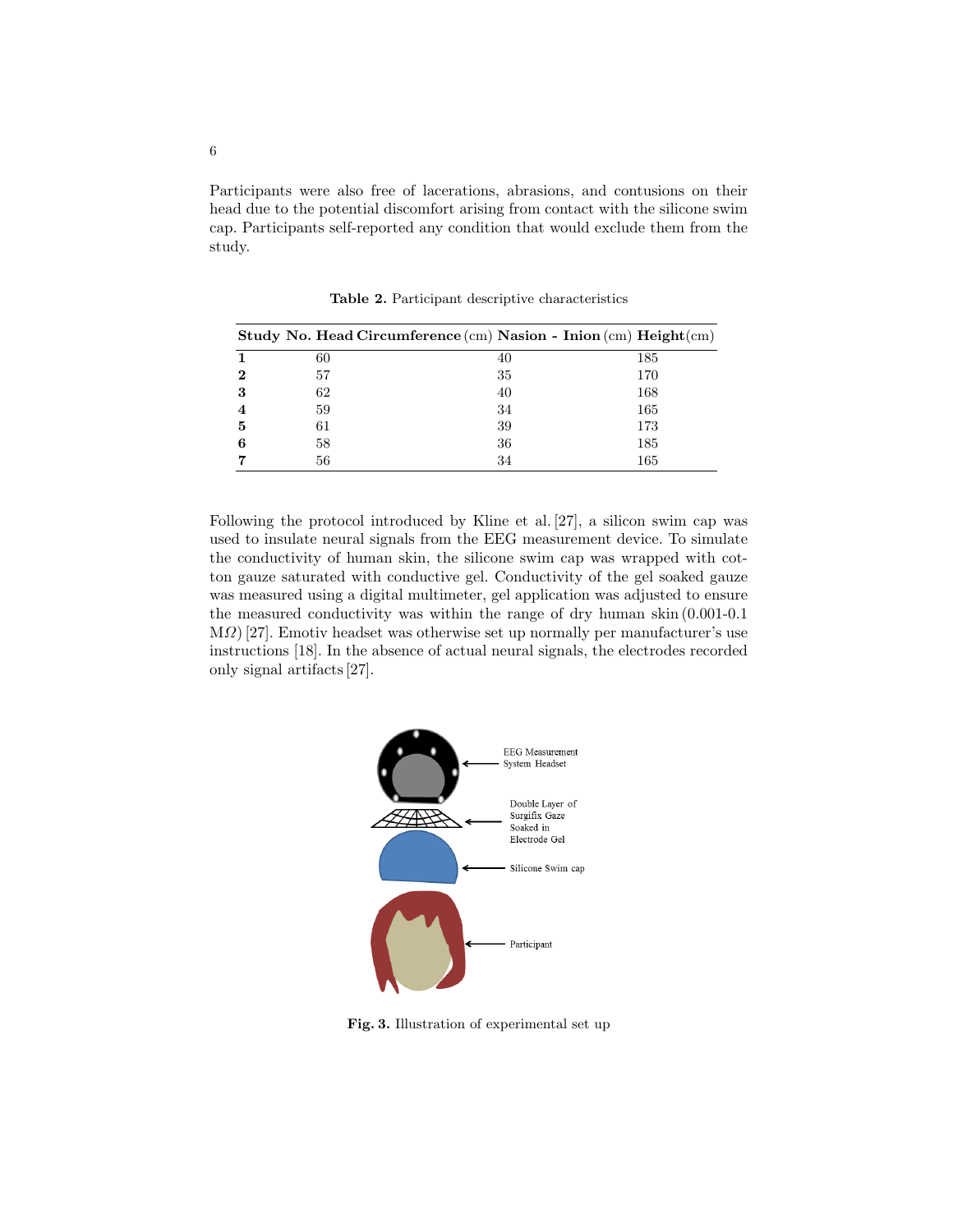Participants were also free of lacerations, abrasions, and contusions on their head due to the potential discomfort arising from contact with the silicone swim cap. Participants self-reported any condition that would exclude them from the study.

**Table 2.** Participant descriptive characteristics

| **Study No.** | **Head Circumference** (cm) | **Nasion - Inion** (cm) | **Height** (cm) |
|---|---|---|---|
| **1** | 60 | 40 | 185 |
| **2** | 57 | 35 | 170 |
| **3** | 62 | 40 | 168 |
| **4** | 59 | 34 | 165 |
| **5** | 61 | 39 | 173 |
| **6** | 58 | 36 | 185 |
| **7** | 56 | 34 | 165 |

Following the protocol introduced by Kline et al. [27], a silicon swim cap was used to insulate neural signals from the EEG measurement device. To simulate the conductivity of human skin, the silicone swim cap was wrapped with cotton gauze saturated with conductive gel. Conductivity of the gel soaked gauze was measured using a digital multimeter, gel application was adjusted to ensure the measured conductivity was within the range of dry human skin (0.001-0.1 M$\Omega$) [27]. Emotiv headset was otherwise set up normally per manufacturer's use instructions [18]. In the absence of actual neural signals, the electrodes recorded only signal artifacts [27].

EEG Measurement System Headset

Double Layer of Surgifix Gaze Soaked in Electrode Gel

Silicone Swim cap

Participant

**Fig. 3.** Illustration of experimental set up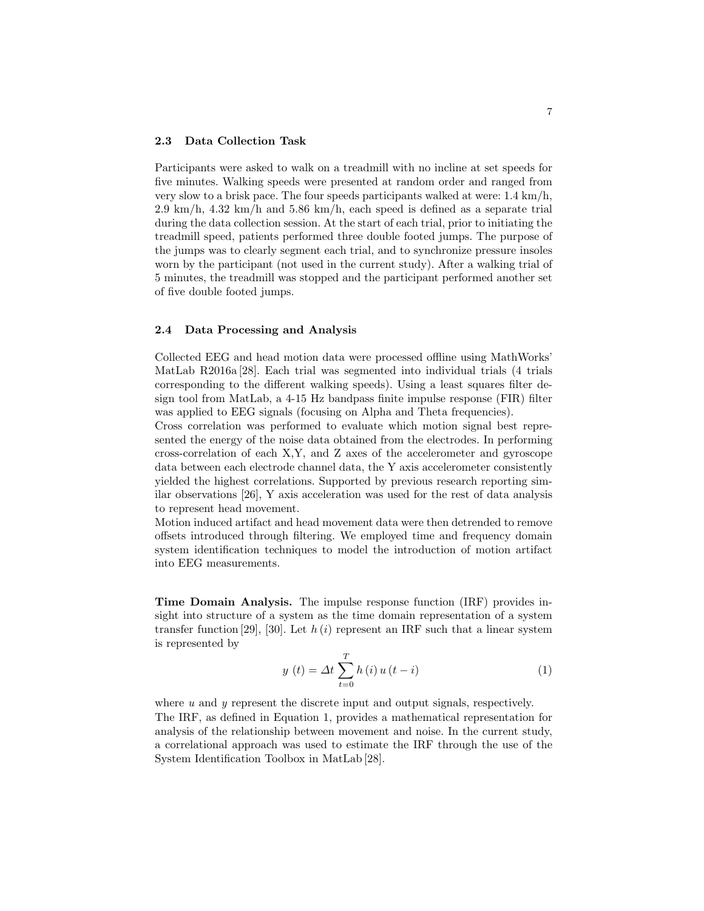### 2.3 Data Collection Task

Participants were asked to walk on a treadmill with no incline at set speeds for five minutes. Walking speeds were presented at random order and ranged from very slow to a brisk pace. The four speeds participants walked at were: 1.4 km/h, 2.9 km/h, 4.32 km/h and 5.86 km/h, each speed is defined as a separate trial during the data collection session. At the start of each trial, prior to initiating the treadmill speed, patients performed three double footed jumps. The purpose of the jumps was to clearly segment each trial, and to synchronize pressure insoles worn by the participant (not used in the current study). After a walking trial of 5 minutes, the treadmill was stopped and the participant performed another set of five double footed jumps.

### 2.4 Data Processing and Analysis

Collected EEG and head motion data were processed offline using MathWorks' MatLab R2016a [28]. Each trial was segmented into individual trials (4 trials corresponding to the different walking speeds). Using a least squares filter design tool from MatLab, a 4-15 Hz bandpass finite impulse response (FIR) filter was applied to EEG signals (focusing on Alpha and Theta frequencies).
Cross correlation was performed to evaluate which motion signal best represented the energy of the noise data obtained from the electrodes. In performing cross-correlation of each X,Y, and Z axes of the accelerometer and gyroscope data between each electrode channel data, the Y axis accelerometer consistently yielded the highest correlations. Supported by previous research reporting similar observations [26], Y axis acceleration was used for the rest of data analysis to represent head movement.
Motion induced artifact and head movement data were then detrended to remove offsets introduced through filtering. We employed time and frequency domain system identification techniques to model the introduction of motion artifact into EEG measurements.

**Time Domain Analysis.** The impulse response function (IRF) provides insight into structure of a system as the time domain representation of a system transfer function [29], [30]. Let $h(i)$ represent an IRF such that a linear system is represented by

$$y\ (t) = \Delta t \sum_{t=0}^{T} h\,(i)\, u\,(t-i) \tag{1}$$

where $u$ and $y$ represent the discrete input and output signals, respectively.
The IRF, as defined in Equation 1, provides a mathematical representation for analysis of the relationship between movement and noise. In the current study, a correlational approach was used to estimate the IRF through the use of the System Identification Toolbox in MatLab [28].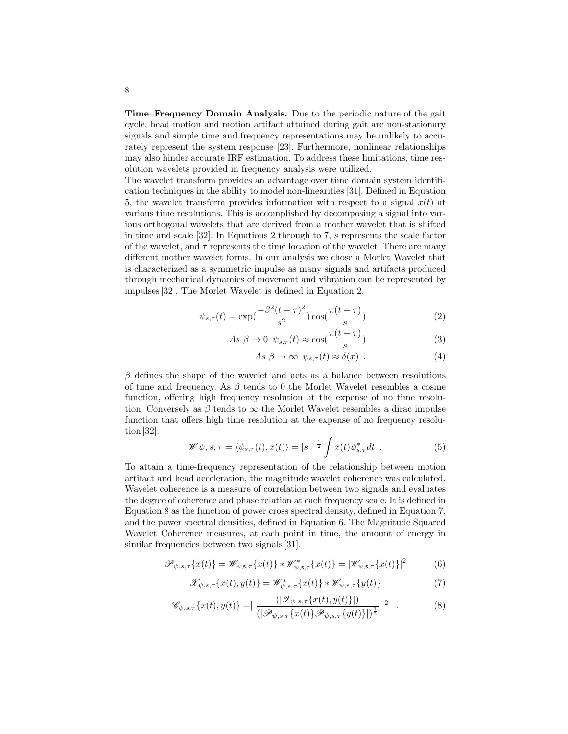**Time–Frequency Domain Analysis.** Due to the periodic nature of the gait cycle, head motion and motion artifact attained during gait are non-stationary signals and simple time and frequency representations may be unlikely to accurately represent the system response [23]. Furthermore, nonlinear relationships may also hinder accurate IRF estimation. To address these limitations, time resolution wavelets provided in frequency analysis were utilized.

The wavelet transform provides an advantage over time domain system identification techniques in the ability to model non-linearities [31]. Defined in Equation 5, the wavelet transform provides information with respect to a signal $x(t)$ at various time resolutions. This is accomplished by decomposing a signal into various orthogonal wavelets that are derived from a mother wavelet that is shifted in time and scale [32]. In Equations 2 through to 7, $s$ represents the scale factor of the wavelet, and $\tau$ represents the time location of the wavelet. There are many different mother wavelet forms. In our analysis we chose a Morlet Wavelet that is characterized as a symmetric impulse as many signals and artifacts produced through mechanical dynamics of movement and vibration can be represented by impulses [32]. The Morlet Wavelet is defined in Equation 2.

$$\psi_{s,\tau}(t) = \exp\left(\frac{-\beta^2(t-\tau)^2}{s^2}\right)\cos\left(\frac{\pi(t-\tau)}{s}\right) \tag{2}$$

$$As\ \beta \to 0\ \ \psi_{s,\tau}(t) \approx \cos\left(\frac{\pi(t-\tau)}{s}\right) \tag{3}$$

$$As\ \beta \to \infty\ \ \psi_{s,\tau}(t) \approx \delta(x)\ . \tag{4}$$

$\beta$ defines the shape of the wavelet and acts as a balance between resolutions of time and frequency. As $\beta$ tends to 0 the Morlet Wavelet resembles a cosine function, offering high frequency resolution at the expense of no time resolution. Conversely as $\beta$ tends to $\infty$ the Morlet Wavelet resembles a dirac impulse function that offers high time resolution at the expense of no frequency resolution [32].

$$\mathscr{W}\psi, s, \tau = \langle \psi_{s,\tau}(t), x(t) \rangle = |s|^{-\frac{1}{2}} \int x(t)\psi^*_{s,\tau} dt\ . \tag{5}$$

To attain a time-frequency representation of the relationship between motion artifact and head acceleration, the magnitude wavelet coherence was calculated. Wavelet coherence is a measure of correlation between two signals and evaluates the degree of coherence and phase relation at each frequency scale. It is defined in Equation 8 as the function of power cross spectral density, defined in Equation 7, and the power spectral densities, defined in Equation 6. The Magnitude Squared Wavelet Coherence measures, at each point in time, the amount of energy in similar frequencies between two signals [31].

$$\mathscr{P}_{\psi,s,\tau}\{x(t)\} = \mathscr{W}_{\psi,\mathrm{s},\tau}\{x(t)\} * \mathscr{W}^*_{\psi,\mathrm{s},\tau}\{x(t)\} = |\mathscr{W}_{\psi,\mathrm{s},\tau}\{x(t)\}|^2 \tag{6}$$

$$\mathscr{X}_{\psi,s,\tau}\{x(t), y(t)\} = \mathscr{W}^*_{\psi,s,\tau}\{x(t)\} * \mathscr{W}_{\psi,s,\tau}\{y(t)\} \tag{7}$$

$$\mathscr{C}_{\psi,s,\tau}\{x(t), y(t)\} = \left| \frac{(|\mathscr{X}_{\psi,s,\tau}\{x(t), y(t)\}|)}{(|\mathscr{P}_{\psi,s,\tau}\{x(t)\}\mathscr{P}_{\psi,s,\tau}\{y(t)\}|)^{\frac{1}{2}}} \right|^2\ . \tag{8}$$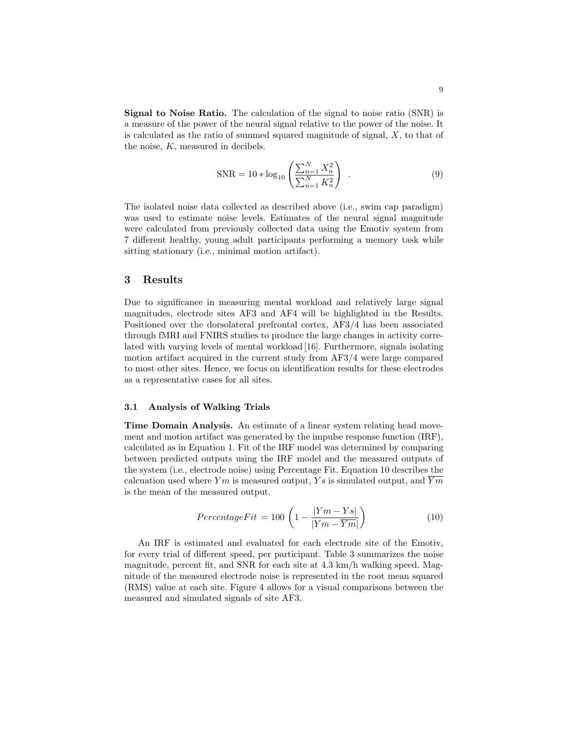**Signal to Noise Ratio.** The calculation of the signal to noise ratio (SNR) is a measure of the power of the neural signal relative to the power of the noise. It is calculated as the ratio of summed squared magnitude of signal, $X$, to that of the noise, $K$, measured in decibels.

$$\mathrm{SNR} = 10 * \log_{10}\left(\frac{\sum_{n=1}^{N} X_n^2}{\sum_{n=1}^{N} K_n^2}\right) \quad . \tag{9}$$

The isolated noise data collected as described above (i.e., swim cap paradigm) was used to estimate noise levels. Estimates of the neural signal magnitude were calculated from previously collected data using the Emotiv system from 7 different healthy, young adult participants performing a memory task while sitting stationary (i.e., minimal motion artifact).

## 3 Results

Due to significance in measuring mental workload and relatively large signal magnitudes, electrode sites AF3 and AF4 will be highlighted in the Results. Positioned over the dorsolateral prefrontal cortex, AF3/4 has been associated through fMRI and FNIRS studies to produce the large changes in activity correlated with varying levels of mental workload [16]. Furthermore, signals isolating motion artifact acquired in the current study from AF3/4 were large compared to most other sites. Hence, we focus on identification results for these electrodes as a representative cases for all sites.

### 3.1 Analysis of Walking Trials

**Time Domain Analysis.** An estimate of a linear system relating head movement and motion artifact was generated by the impulse response function (IRF), calculated as in Equation 1. Fit of the IRF model was determined by comparing between predicted outputs using the IRF model and the measured outputs of the system (i.e., electrode noise) using Percentage Fit. Equation 10 describes the calcuation used where $Ym$ is measured output, $Ys$ is simulated output, and $\overline{Ym}$ is the mean of the measured output.

$$PercentageFit = 100\left(1 - \frac{|Ym - Ys|}{|Ym - \overline{Ym}|}\right) \tag{10}$$

An IRF is estimated and evaluated for each electrode site of the Emotiv, for every trial of different speed, per participant. Table 3 summarizes the noise magnitude, percent fit, and SNR for each site at 4.3 km/h walking speed. Magnitude of the measured electrode noise is represented in the root mean squared (RMS) value at each site. Figure 4 allows for a visual comparisons between the measured and simulated signals of site AF3.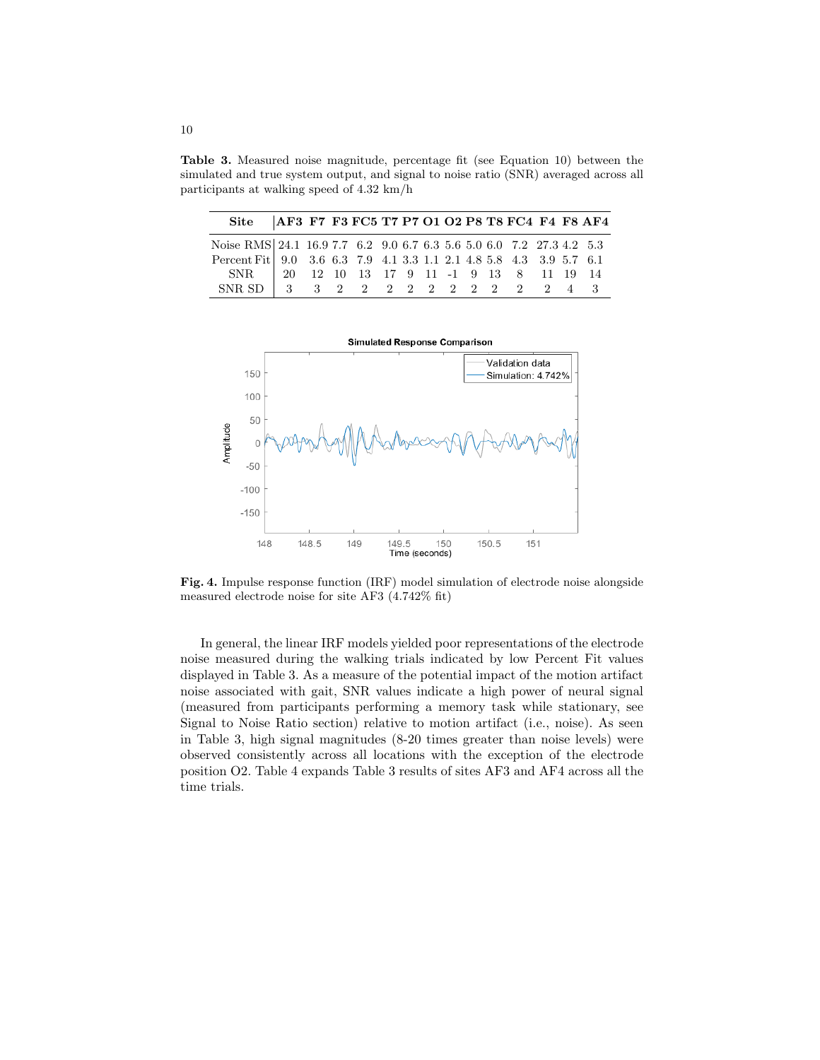**Table 3.** Measured noise magnitude, percentage fit (see Equation 10) between the simulated and true system output, and signal to noise ratio (SNR) averaged across all participants at walking speed of 4.32 km/h

| Site | AF3 | F7 | F3 | FC5 | T7 | P7 | O1 | O2 | P8 | T8 | FC4 | F4 | F8 | AF4 |
|---|---|---|---|---|---|---|---|---|---|---|---|---|---|---|
| Noise RMS | 24.1 | 16.9 | 7.7 | 6.2 | 9.0 | 6.7 | 6.3 | 5.6 | 5.0 | 6.0 | 7.2 | 27.3 | 4.2 | 5.3 |
| Percent Fit | 9.0 | 3.6 | 6.3 | 7.9 | 4.1 | 3.3 | 1.1 | 2.1 | 4.8 | 5.8 | 4.3 | 3.9 | 5.7 | 6.1 |
| SNR | 20 | 12 | 10 | 13 | 17 | 9 | 11 | -1 | 9 | 13 | 8 | 11 | 19 | 14 |
| SNR SD | 3 | 3 | 2 | 2 | 2 | 2 | 2 | 2 | 2 | 2 | 2 | 2 | 4 | 3 |

**Fig. 4.** Impulse response function (IRF) model simulation of electrode noise alongside measured electrode noise for site AF3 (4.742% fit)

In general, the linear IRF models yielded poor representations of the electrode noise measured during the walking trials indicated by low Percent Fit values displayed in Table 3. As a measure of the potential impact of the motion artifact noise associated with gait, SNR values indicate a high power of neural signal (measured from participants performing a memory task while stationary, see Signal to Noise Ratio section) relative to motion artifact (i.e., noise). As seen in Table 3, high signal magnitudes (8-20 times greater than noise levels) were observed consistently across all locations with the exception of the electrode position O2. Table 4 expands Table 3 results of sites AF3 and AF4 across all the time trials.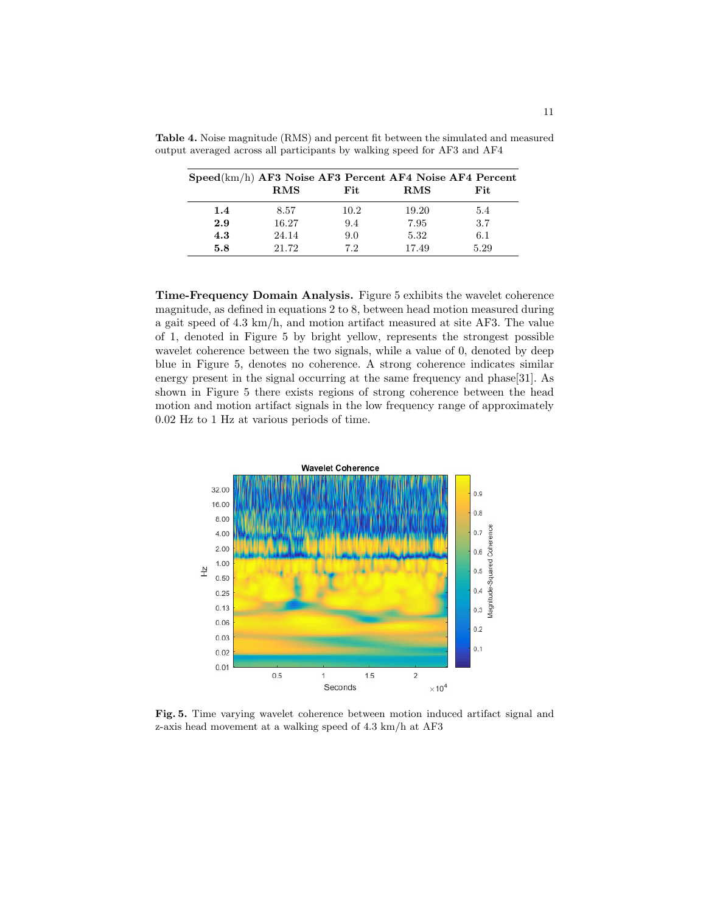**Table 4.** Noise magnitude (RMS) and percent fit between the simulated and measured output averaged across all participants by walking speed for AF3 and AF4

| **Speed**(km/h) | **AF3 Noise RMS** | **AF3 Percent Fit** | **AF4 Noise RMS** | **AF4 Percent Fit** |
|---|---|---|---|---|
| **1.4** | 8.57 | 10.2 | 19.20 | 5.4 |
| **2.9** | 16.27 | 9.4 | 7.95 | 3.7 |
| **4.3** | 24.14 | 9.0 | 5.32 | 6.1 |
| **5.8** | 21.72 | 7.2 | 17.49 | 5.29 |

**Time-Frequency Domain Analysis.** Figure 5 exhibits the wavelet coherence magnitude, as defined in equations 2 to 8, between head motion measured during a gait speed of 4.3 km/h, and motion artifact measured at site AF3. The value of 1, denoted in Figure 5 by bright yellow, represents the strongest possible wavelet coherence between the two signals, while a value of 0, denoted by deep blue in Figure 5, denotes no coherence. A strong coherence indicates similar energy present in the signal occurring at the same frequency and phase[31]. As shown in Figure 5 there exists regions of strong coherence between the head motion and motion artifact signals in the low frequency range of approximately 0.02 Hz to 1 Hz at various periods of time.

**Fig. 5.** Time varying wavelet coherence between motion induced artifact signal and z-axis head movement at a walking speed of 4.3 km/h at AF3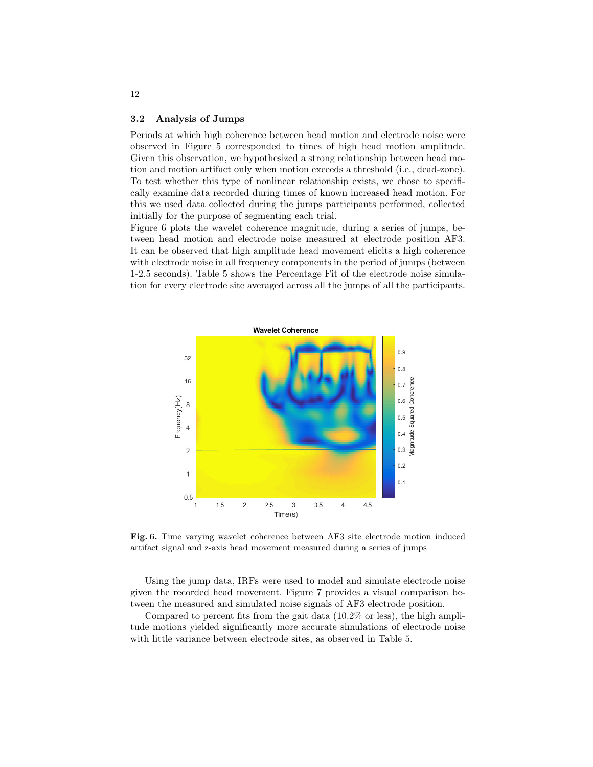### 3.2 Analysis of Jumps

Periods at which high coherence between head motion and electrode noise were observed in Figure 5 corresponded to times of high head motion amplitude. Given this observation, we hypothesized a strong relationship between head motion and motion artifact only when motion exceeds a threshold (i.e., dead-zone). To test whether this type of nonlinear relationship exists, we chose to specifically examine data recorded during times of known increased head motion. For this we used data collected during the jumps participants performed, collected initially for the purpose of segmenting each trial.

Figure 6 plots the wavelet coherence magnitude, during a series of jumps, between head motion and electrode noise measured at electrode position AF3. It can be observed that high amplitude head movement elicits a high coherence with electrode noise in all frequency components in the period of jumps (between 1-2.5 seconds). Table 5 shows the Percentage Fit of the electrode noise simulation for every electrode site averaged across all the jumps of all the participants.

**Fig. 6.** Time varying wavelet coherence between AF3 site electrode motion induced artifact signal and z-axis head movement measured during a series of jumps

Using the jump data, IRFs were used to model and simulate electrode noise given the recorded head movement. Figure 7 provides a visual comparison between the measured and simulated noise signals of AF3 electrode position.

Compared to percent fits from the gait data (10.2% or less), the high amplitude motions yielded significantly more accurate simulations of electrode noise with little variance between electrode sites, as observed in Table 5.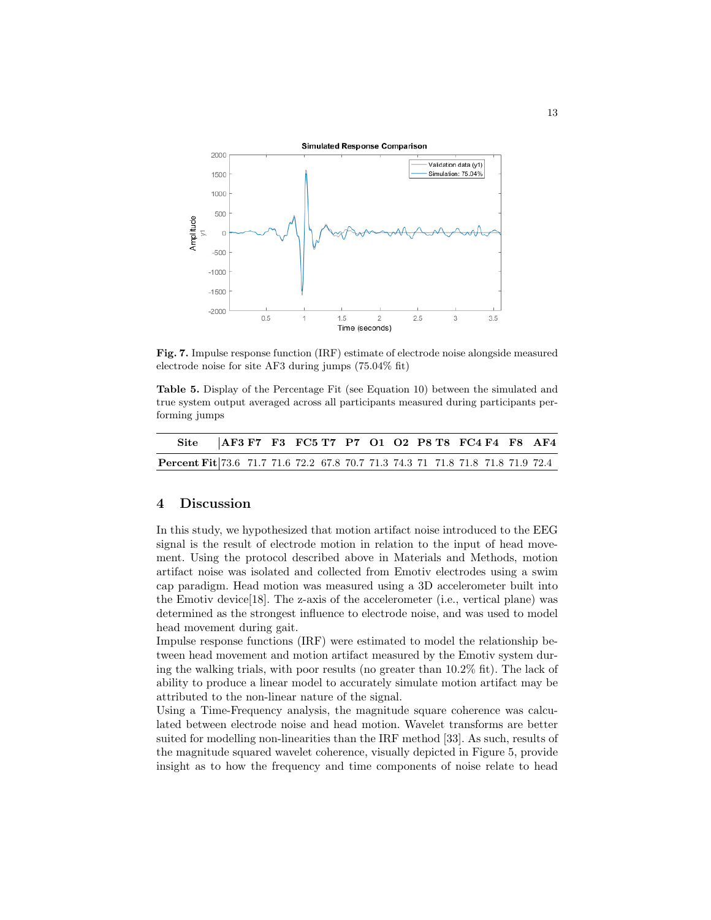**Fig. 7.** Impulse response function (IRF) estimate of electrode noise alongside measured electrode noise for site AF3 during jumps (75.04% fit)

**Table 5.** Display of the Percentage Fit (see Equation 10) between the simulated and true system output averaged across all participants measured during participants performing jumps

| Site | AF3 | F7 | F3 | FC5 | T7 | P7 | O1 | O2 | P8 | T8 | FC4 | F4 | F8 | AF4 |
|---|---|---|---|---|---|---|---|---|---|---|---|---|---|---|
| **Percent Fit** | 73.6 | 71.7 | 71.6 | 72.2 | 67.8 | 70.7 | 71.3 | 74.3 | 71 | 71.8 | 71.8 | 71.8 | 71.9 | 72.4 |

## 4 Discussion

In this study, we hypothesized that motion artifact noise introduced to the EEG signal is the result of electrode motion in relation to the input of head movement. Using the protocol described above in Materials and Methods, motion artifact noise was isolated and collected from Emotiv electrodes using a swim cap paradigm. Head motion was measured using a 3D accelerometer built into the Emotiv device[18]. The z-axis of the accelerometer (i.e., vertical plane) was determined as the strongest influence to electrode noise, and was used to model head movement during gait.

Impulse response functions (IRF) were estimated to model the relationship between head movement and motion artifact measured by the Emotiv system during the walking trials, with poor results (no greater than 10.2% fit). The lack of ability to produce a linear model to accurately simulate motion artifact may be attributed to the non-linear nature of the signal.

Using a Time-Frequency analysis, the magnitude square coherence was calculated between electrode noise and head motion. Wavelet transforms are better suited for modelling non-linearities than the IRF method [33]. As such, results of the magnitude squared wavelet coherence, visually depicted in Figure 5, provide insight as to how the frequency and time components of noise relate to head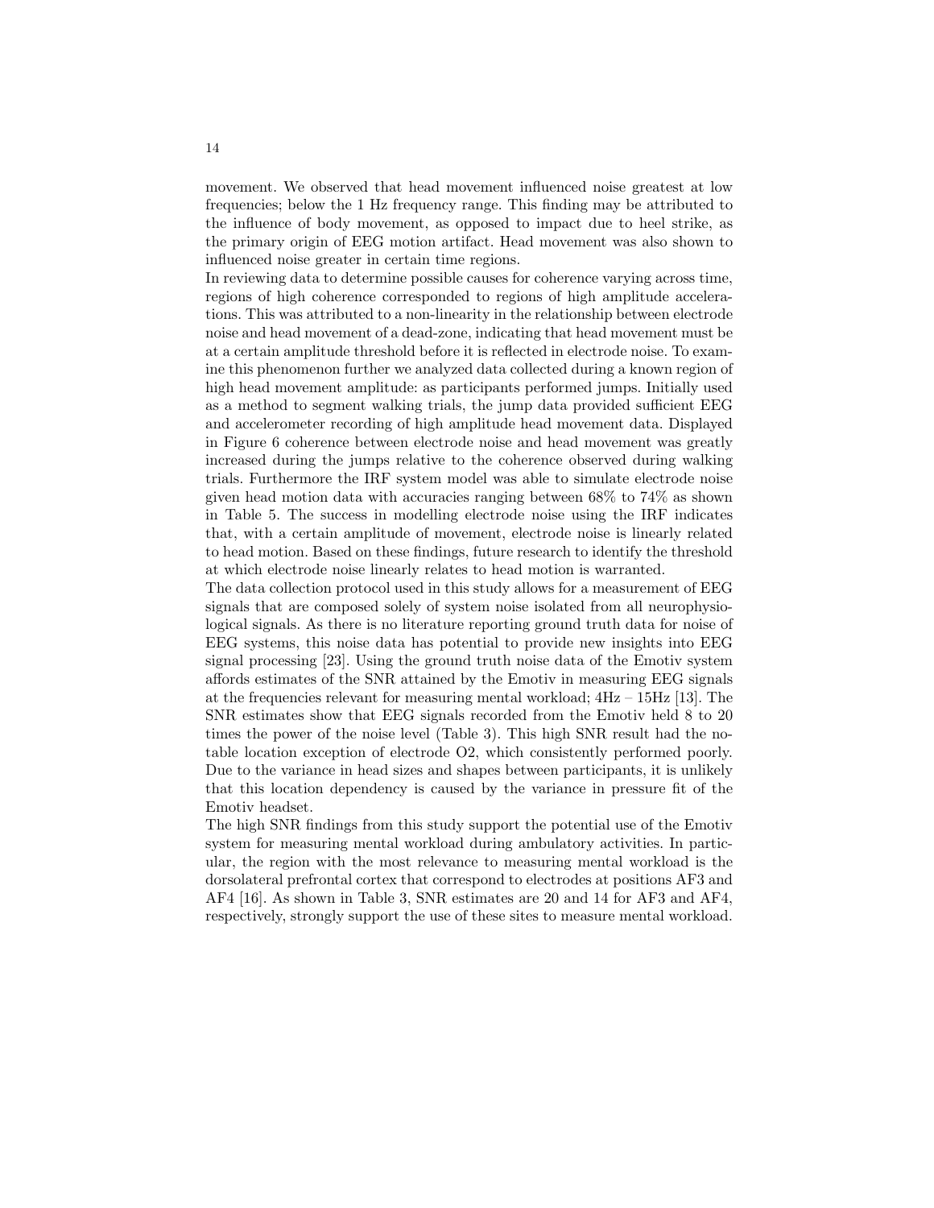movement. We observed that head movement influenced noise greatest at low frequencies; below the 1 Hz frequency range. This finding may be attributed to the influence of body movement, as opposed to impact due to heel strike, as the primary origin of EEG motion artifact. Head movement was also shown to influenced noise greater in certain time regions.

In reviewing data to determine possible causes for coherence varying across time, regions of high coherence corresponded to regions of high amplitude accelerations. This was attributed to a non-linearity in the relationship between electrode noise and head movement of a dead-zone, indicating that head movement must be at a certain amplitude threshold before it is reflected in electrode noise. To examine this phenomenon further we analyzed data collected during a known region of high head movement amplitude: as participants performed jumps. Initially used as a method to segment walking trials, the jump data provided sufficient EEG and accelerometer recording of high amplitude head movement data. Displayed in Figure 6 coherence between electrode noise and head movement was greatly increased during the jumps relative to the coherence observed during walking trials. Furthermore the IRF system model was able to simulate electrode noise given head motion data with accuracies ranging between 68% to 74% as shown in Table 5. The success in modelling electrode noise using the IRF indicates that, with a certain amplitude of movement, electrode noise is linearly related to head motion. Based on these findings, future research to identify the threshold at which electrode noise linearly relates to head motion is warranted.

The data collection protocol used in this study allows for a measurement of EEG signals that are composed solely of system noise isolated from all neurophysiological signals. As there is no literature reporting ground truth data for noise of EEG systems, this noise data has potential to provide new insights into EEG signal processing [23]. Using the ground truth noise data of the Emotiv system affords estimates of the SNR attained by the Emotiv in measuring EEG signals at the frequencies relevant for measuring mental workload; 4Hz – 15Hz [13]. The SNR estimates show that EEG signals recorded from the Emotiv held 8 to 20 times the power of the noise level (Table 3). This high SNR result had the notable location exception of electrode O2, which consistently performed poorly. Due to the variance in head sizes and shapes between participants, it is unlikely that this location dependency is caused by the variance in pressure fit of the Emotiv headset.

The high SNR findings from this study support the potential use of the Emotiv system for measuring mental workload during ambulatory activities. In particular, the region with the most relevance to measuring mental workload is the dorsolateral prefrontal cortex that correspond to electrodes at positions AF3 and AF4 [16]. As shown in Table 3, SNR estimates are 20 and 14 for AF3 and AF4, respectively, strongly support the use of these sites to measure mental workload.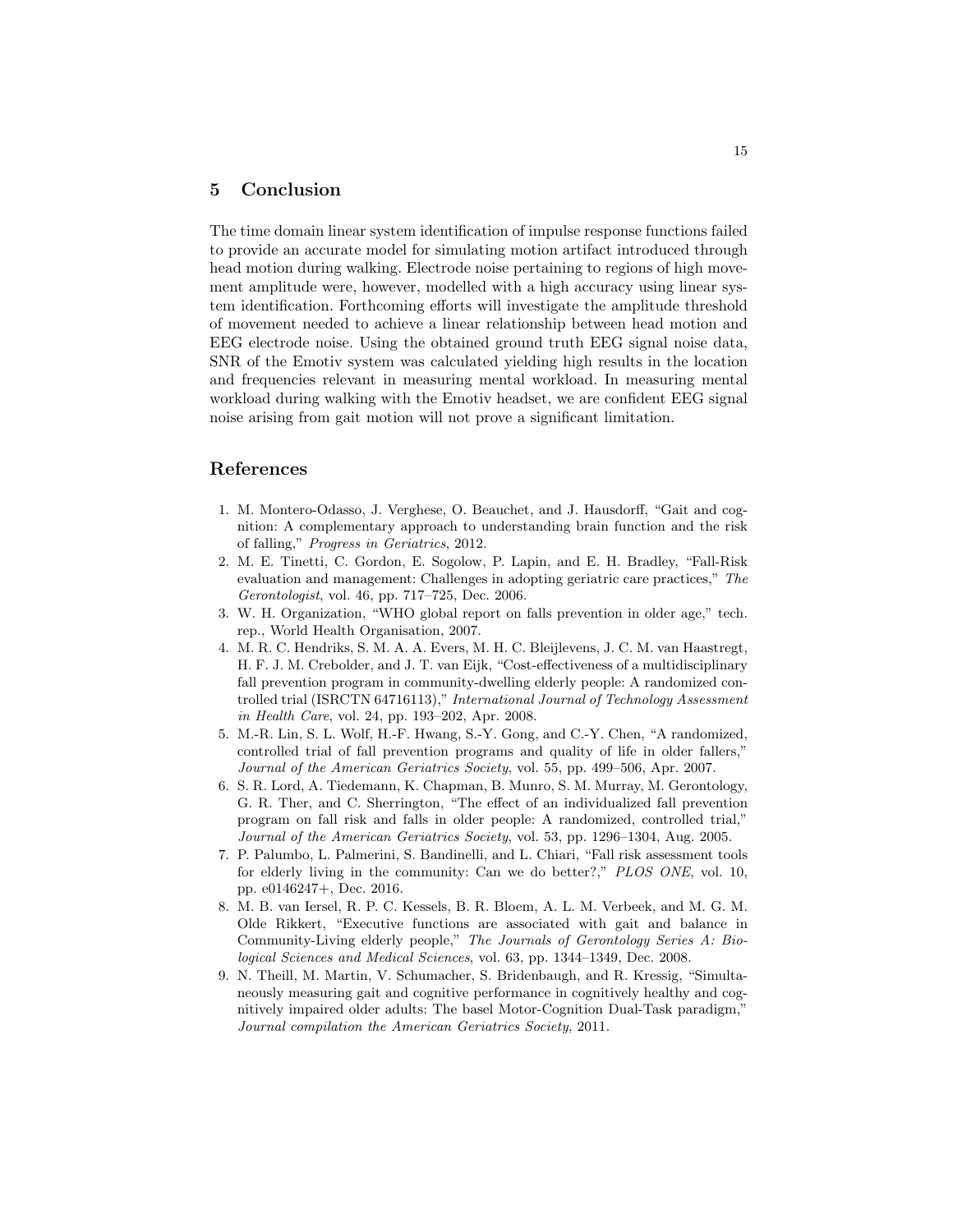## 5 Conclusion

The time domain linear system identification of impulse response functions failed to provide an accurate model for simulating motion artifact introduced through head motion during walking. Electrode noise pertaining to regions of high movement amplitude were, however, modelled with a high accuracy using linear system identification. Forthcoming efforts will investigate the amplitude threshold of movement needed to achieve a linear relationship between head motion and EEG electrode noise. Using the obtained ground truth EEG signal noise data, SNR of the Emotiv system was calculated yielding high results in the location and frequencies relevant in measuring mental workload. In measuring mental workload during walking with the Emotiv headset, we are confident EEG signal noise arising from gait motion will not prove a significant limitation.

## References

1. M. Montero-Odasso, J. Verghese, O. Beauchet, and J. Hausdorff, "Gait and cognition: A complementary approach to understanding brain function and the risk of falling," *Progress in Geriatrics*, 2012.
2. M. E. Tinetti, C. Gordon, E. Sogolow, P. Lapin, and E. H. Bradley, "Fall-Risk evaluation and management: Challenges in adopting geriatric care practices," *The Gerontologist*, vol. 46, pp. 717–725, Dec. 2006.
3. W. H. Organization, "WHO global report on falls prevention in older age," tech. rep., World Health Organisation, 2007.
4. M. R. C. Hendriks, S. M. A. A. Evers, M. H. C. Bleijlevens, J. C. M. van Haastregt, H. F. J. M. Crebolder, and J. T. van Eijk, "Cost-effectiveness of a multidisciplinary fall prevention program in community-dwelling elderly people: A randomized controlled trial (ISRCTN 64716113)," *International Journal of Technology Assessment in Health Care*, vol. 24, pp. 193–202, Apr. 2008.
5. M.-R. Lin, S. L. Wolf, H.-F. Hwang, S.-Y. Gong, and C.-Y. Chen, "A randomized, controlled trial of fall prevention programs and quality of life in older fallers," *Journal of the American Geriatrics Society*, vol. 55, pp. 499–506, Apr. 2007.
6. S. R. Lord, A. Tiedemann, K. Chapman, B. Munro, S. M. Murray, M. Gerontology, G. R. Ther, and C. Sherrington, "The effect of an individualized fall prevention program on fall risk and falls in older people: A randomized, controlled trial," *Journal of the American Geriatrics Society*, vol. 53, pp. 1296–1304, Aug. 2005.
7. P. Palumbo, L. Palmerini, S. Bandinelli, and L. Chiari, "Fall risk assessment tools for elderly living in the community: Can we do better?," *PLOS ONE*, vol. 10, pp. e0146247+, Dec. 2016.
8. M. B. van Iersel, R. P. C. Kessels, B. R. Bloem, A. L. M. Verbeek, and M. G. M. Olde Rikkert, "Executive functions are associated with gait and balance in Community-Living elderly people," *The Journals of Gerontology Series A: Biological Sciences and Medical Sciences*, vol. 63, pp. 1344–1349, Dec. 2008.
9. N. Theill, M. Martin, V. Schumacher, S. Bridenbaugh, and R. Kressig, "Simultaneously measuring gait and cognitive performance in cognitively healthy and cognitively impaired older adults: The basel Motor-Cognition Dual-Task paradigm," *Journal compilation the American Geriatrics Society*, 2011.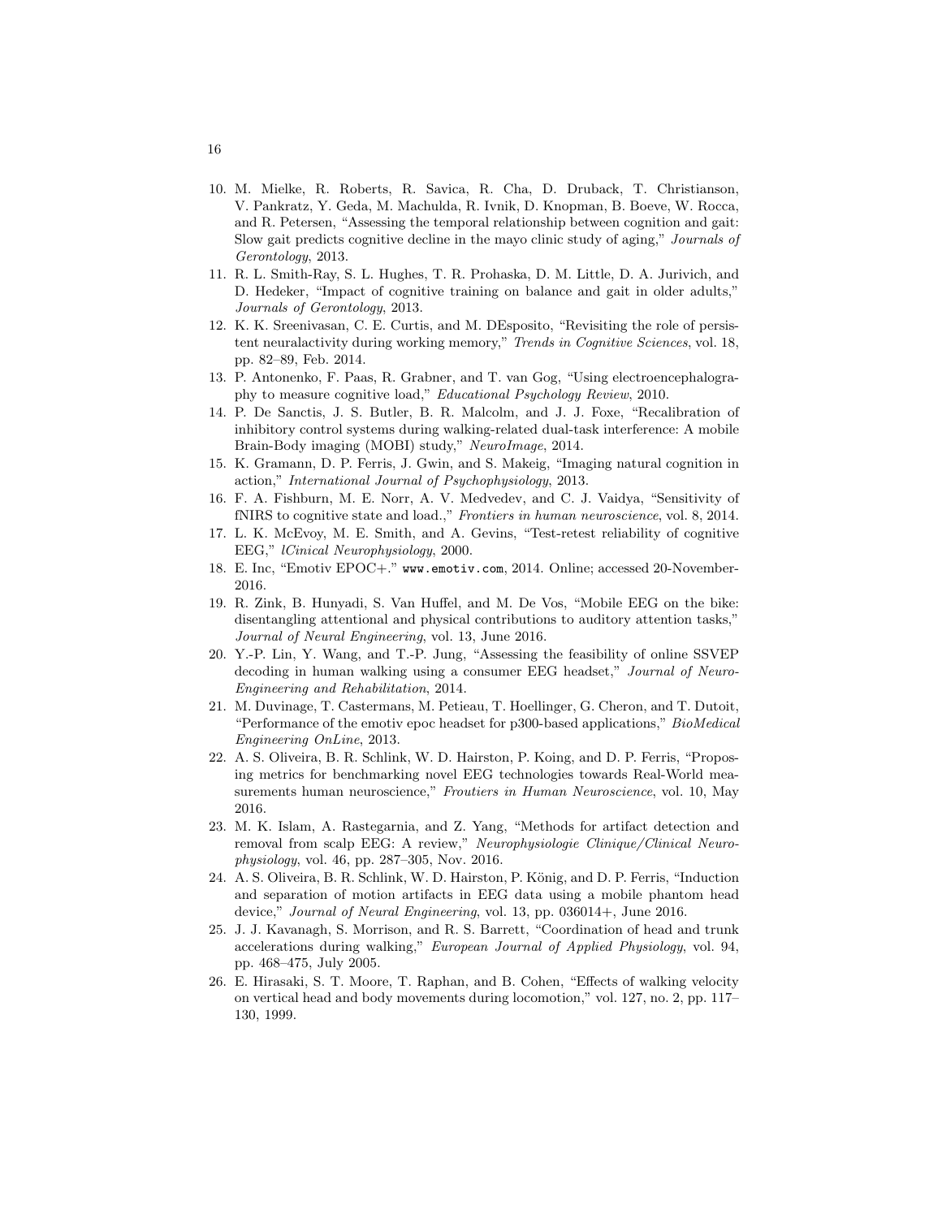10. M. Mielke, R. Roberts, R. Savica, R. Cha, D. Druback, T. Christianson, V. Pankratz, Y. Geda, M. Machulda, R. Ivnik, D. Knopman, B. Boeve, W. Rocca, and R. Petersen, "Assessing the temporal relationship between cognition and gait: Slow gait predicts cognitive decline in the mayo clinic study of aging," *Journals of Gerontology*, 2013.
11. R. L. Smith-Ray, S. L. Hughes, T. R. Prohaska, D. M. Little, D. A. Jurivich, and D. Hedeker, "Impact of cognitive training on balance and gait in older adults," *Journals of Gerontology*, 2013.
12. K. K. Sreenivasan, C. E. Curtis, and M. DEsposito, "Revisiting the role of persistent neuralactivity during working memory," *Trends in Cognitive Sciences*, vol. 18, pp. 82–89, Feb. 2014.
13. P. Antonenko, F. Paas, R. Grabner, and T. van Gog, "Using electroencephalography to measure cognitive load," *Educational Psychology Review*, 2010.
14. P. De Sanctis, J. S. Butler, B. R. Malcolm, and J. J. Foxe, "Recalibration of inhibitory control systems during walking-related dual-task interference: A mobile Brain-Body imaging (MOBI) study," *NeuroImage*, 2014.
15. K. Gramann, D. P. Ferris, J. Gwin, and S. Makeig, "Imaging natural cognition in action," *International Journal of Psychophysiology*, 2013.
16. F. A. Fishburn, M. E. Norr, A. V. Medvedev, and C. J. Vaidya, "Sensitivity of fNIRS to cognitive state and load.," *Frontiers in human neuroscience*, vol. 8, 2014.
17. L. K. McEvoy, M. E. Smith, and A. Gevins, "Test-retest reliability of cognitive EEG," *lCinical Neurophysiology*, 2000.
18. E. Inc, "Emotiv EPOC+." `www.emotiv.com`, 2014. Online; accessed 20-November-2016.
19. R. Zink, B. Hunyadi, S. Van Huffel, and M. De Vos, "Mobile EEG on the bike: disentangling attentional and physical contributions to auditory attention tasks," *Journal of Neural Engineering*, vol. 13, June 2016.
20. Y.-P. Lin, Y. Wang, and T.-P. Jung, "Assessing the feasibility of online SSVEP decoding in human walking using a consumer EEG headset," *Journal of NeuroEngineering and Rehabilitation*, 2014.
21. M. Duvinage, T. Castermans, M. Petieau, T. Hoellinger, G. Cheron, and T. Dutoit, "Performance of the emotiv epoc headset for p300-based applications," *BioMedical Engineering OnLine*, 2013.
22. A. S. Oliveira, B. R. Schlink, W. D. Hairston, P. Koing, and D. P. Ferris, "Proposing metrics for benchmarking novel EEG technologies towards Real-World measurements human neuroscience," *Froutiers in Human Neuroscience*, vol. 10, May 2016.
23. M. K. Islam, A. Rastegarnia, and Z. Yang, "Methods for artifact detection and removal from scalp EEG: A review," *Neurophysiologie Clinique/Clinical Neurophysiology*, vol. 46, pp. 287–305, Nov. 2016.
24. A. S. Oliveira, B. R. Schlink, W. D. Hairston, P. König, and D. P. Ferris, "Induction and separation of motion artifacts in EEG data using a mobile phantom head device," *Journal of Neural Engineering*, vol. 13, pp. 036014+, June 2016.
25. J. J. Kavanagh, S. Morrison, and R. S. Barrett, "Coordination of head and trunk accelerations during walking," *European Journal of Applied Physiology*, vol. 94, pp. 468–475, July 2005.
26. E. Hirasaki, S. T. Moore, T. Raphan, and B. Cohen, "Effects of walking velocity on vertical head and body movements during locomotion," vol. 127, no. 2, pp. 117–130, 1999.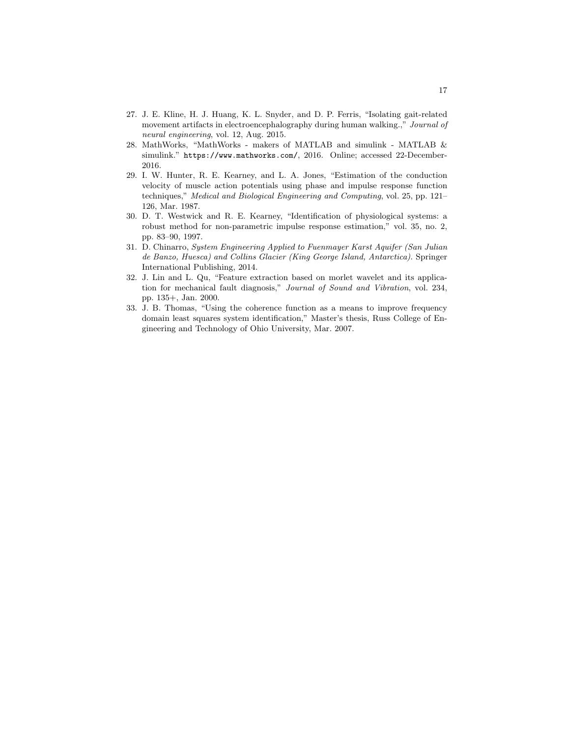27. J. E. Kline, H. J. Huang, K. L. Snyder, and D. P. Ferris, "Isolating gait-related movement artifacts in electroencephalography during human walking.," *Journal of neural engineering*, vol. 12, Aug. 2015.
28. MathWorks, "MathWorks - makers of MATLAB and simulink - MATLAB & simulink." `https://www.mathworks.com/`, 2016. Online; accessed 22-December-2016.
29. I. W. Hunter, R. E. Kearney, and L. A. Jones, "Estimation of the conduction velocity of muscle action potentials using phase and impulse response function techniques," *Medical and Biological Engineering and Computing*, vol. 25, pp. 121–126, Mar. 1987.
30. D. T. Westwick and R. E. Kearney, "Identification of physiological systems: a robust method for non-parametric impulse response estimation," vol. 35, no. 2, pp. 83–90, 1997.
31. D. Chinarro, *System Engineering Applied to Fuenmayer Karst Aquifer (San Julian de Banzo, Huesca) and Collins Glacier (King George Island, Antarctica)*. Springer International Publishing, 2014.
32. J. Lin and L. Qu, "Feature extraction based on morlet wavelet and its application for mechanical fault diagnosis," *Journal of Sound and Vibration*, vol. 234, pp. 135+, Jan. 2000.
33. J. B. Thomas, "Using the coherence function as a means to improve frequency domain least squares system identification," Master's thesis, Russ College of Engineering and Technology of Ohio University, Mar. 2007.